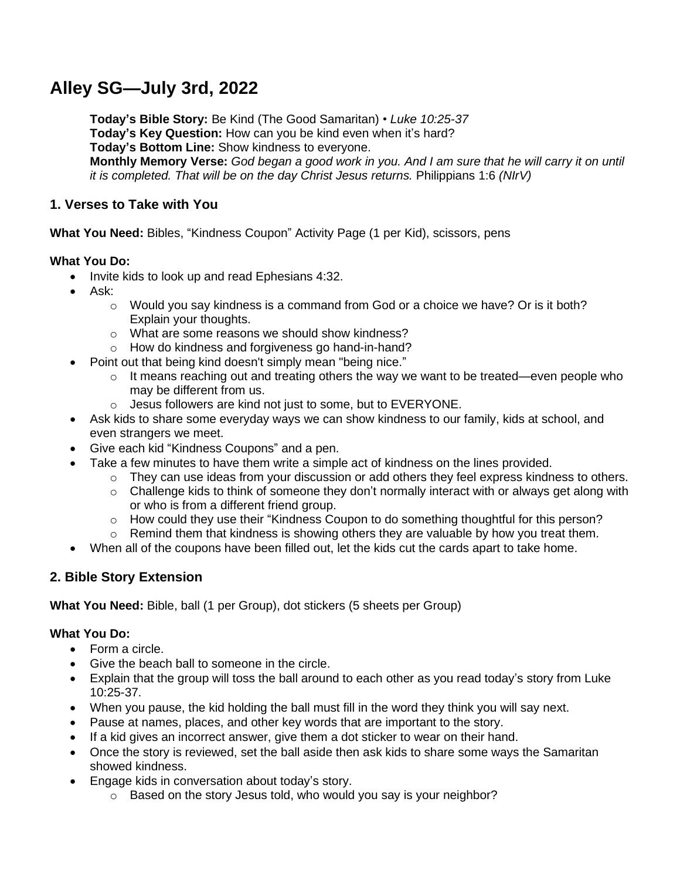# Alley SG—July 3rd, 2022

**Today's Bible Story:** Be Kind (The Good Samaritan) • *Luke 10:25-37*
**Today's Key Question:** How can you be kind even when it's hard?
**Today's Bottom Line:** Show kindness to everyone.
**Monthly Memory Verse:** *God began a good work in you. And I am sure that he will carry it on until it is completed. That will be on the day Christ Jesus returns.* Philippians 1:6 *(NIrV)*

## 1. Verses to Take with You

**What You Need:** Bibles, "Kindness Coupon" Activity Page (1 per Kid), scissors, pens

**What You Do:**

- Invite kids to look up and read Ephesians 4:32.
- Ask:
  - Would you say kindness is a command from God or a choice we have? Or is it both? Explain your thoughts.
  - What are some reasons we should show kindness?
  - How do kindness and forgiveness go hand-in-hand?
- Point out that being kind doesn't simply mean "being nice."
  - It means reaching out and treating others the way we want to be treated—even people who may be different from us.
  - Jesus followers are kind not just to some, but to EVERYONE.
- Ask kids to share some everyday ways we can show kindness to our family, kids at school, and even strangers we meet.
- Give each kid "Kindness Coupons" and a pen.
- Take a few minutes to have them write a simple act of kindness on the lines provided.
  - They can use ideas from your discussion or add others they feel express kindness to others.
  - Challenge kids to think of someone they don't normally interact with or always get along with or who is from a different friend group.
  - How could they use their "Kindness Coupon to do something thoughtful for this person?
  - Remind them that kindness is showing others they are valuable by how you treat them.
- When all of the coupons have been filled out, let the kids cut the cards apart to take home.

## 2. Bible Story Extension

**What You Need:** Bible, ball (1 per Group), dot stickers (5 sheets per Group)

**What You Do:**

- Form a circle.
- Give the beach ball to someone in the circle.
- Explain that the group will toss the ball around to each other as you read today's story from Luke 10:25-37.
- When you pause, the kid holding the ball must fill in the word they think you will say next.
- Pause at names, places, and other key words that are important to the story.
- If a kid gives an incorrect answer, give them a dot sticker to wear on their hand.
- Once the story is reviewed, set the ball aside then ask kids to share some ways the Samaritan showed kindness.
- Engage kids in conversation about today's story.
  - Based on the story Jesus told, who would you say is your neighbor?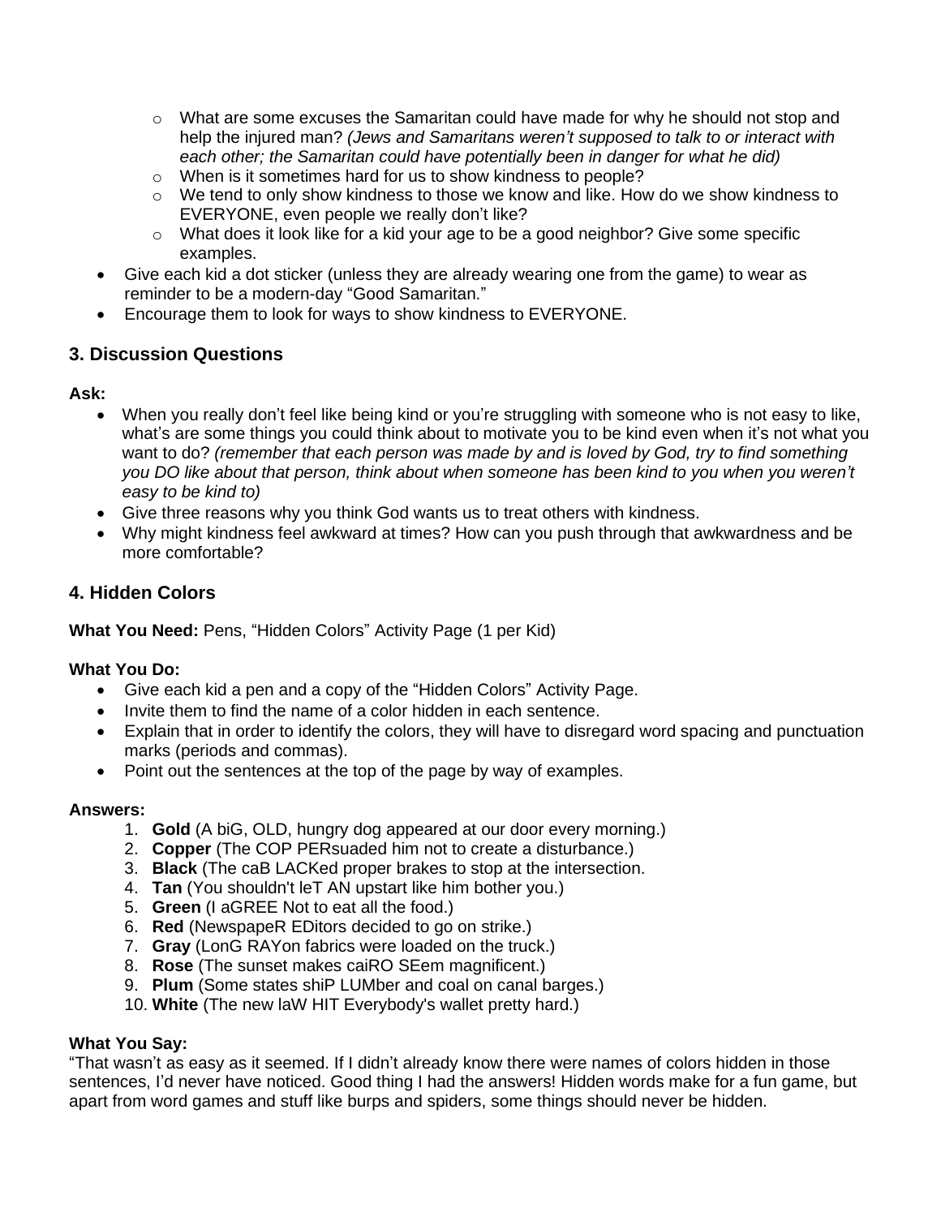- What are some excuses the Samaritan could have made for why he should not stop and help the injured man? *(Jews and Samaritans weren't supposed to talk to or interact with each other; the Samaritan could have potentially been in danger for what he did)*
  - When is it sometimes hard for us to show kindness to people?
  - We tend to only show kindness to those we know and like. How do we show kindness to EVERYONE, even people we really don't like?
  - What does it look like for a kid your age to be a good neighbor? Give some specific examples.
- Give each kid a dot sticker (unless they are already wearing one from the game) to wear as reminder to be a modern-day "Good Samaritan."
- Encourage them to look for ways to show kindness to EVERYONE.

## 3. Discussion Questions

**Ask:**

- When you really don't feel like being kind or you're struggling with someone who is not easy to like, what's are some things you could think about to motivate you to be kind even when it's not what you want to do? *(remember that each person was made by and is loved by God, try to find something you DO like about that person, think about when someone has been kind to you when you weren't easy to be kind to)*
- Give three reasons why you think God wants us to treat others with kindness.
- Why might kindness feel awkward at times? How can you push through that awkwardness and be more comfortable?

## 4. Hidden Colors

**What You Need:** Pens, "Hidden Colors" Activity Page (1 per Kid)

**What You Do:**

- Give each kid a pen and a copy of the "Hidden Colors" Activity Page.
- Invite them to find the name of a color hidden in each sentence.
- Explain that in order to identify the colors, they will have to disregard word spacing and punctuation marks (periods and commas).
- Point out the sentences at the top of the page by way of examples.

**Answers:**

1. **Gold** (A biG, OLD, hungry dog appeared at our door every morning.)
2. **Copper** (The COP PERsuaded him not to create a disturbance.)
3. **Black** (The caB LACKed proper brakes to stop at the intersection.
4. **Tan** (You shouldn't leT AN upstart like him bother you.)
5. **Green** (I aGREE Not to eat all the food.)
6. **Red** (NewspapeR EDitors decided to go on strike.)
7. **Gray** (LonG RAYon fabrics were loaded on the truck.)
8. **Rose** (The sunset makes caiRO SEem magnificent.)
9. **Plum** (Some states shiP LUMber and coal on canal barges.)
10. **White** (The new laW HIT Everybody's wallet pretty hard.)

**What You Say:**

"That wasn't as easy as it seemed. If I didn't already know there were names of colors hidden in those sentences, I'd never have noticed. Good thing I had the answers! Hidden words make for a fun game, but apart from word games and stuff like burps and spiders, some things should never be hidden.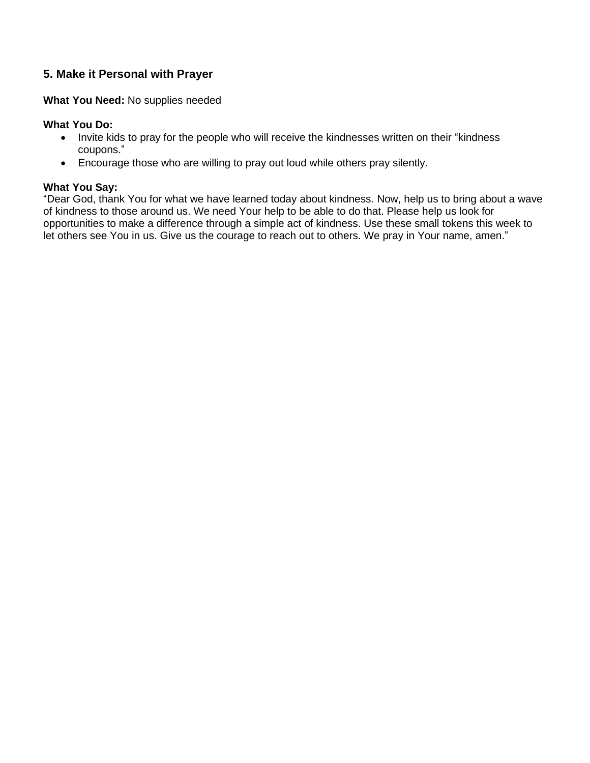### 5. Make it Personal with Prayer

**What You Need:** No supplies needed

**What You Do:**

- Invite kids to pray for the people who will receive the kindnesses written on their “kindness coupons.”
- Encourage those who are willing to pray out loud while others pray silently.

**What You Say:**
“Dear God, thank You for what we have learned today about kindness. Now, help us to bring about a wave of kindness to those around us. We need Your help to be able to do that. Please help us look for opportunities to make a difference through a simple act of kindness. Use these small tokens this week to let others see You in us. Give us the courage to reach out to others. We pray in Your name, amen.”